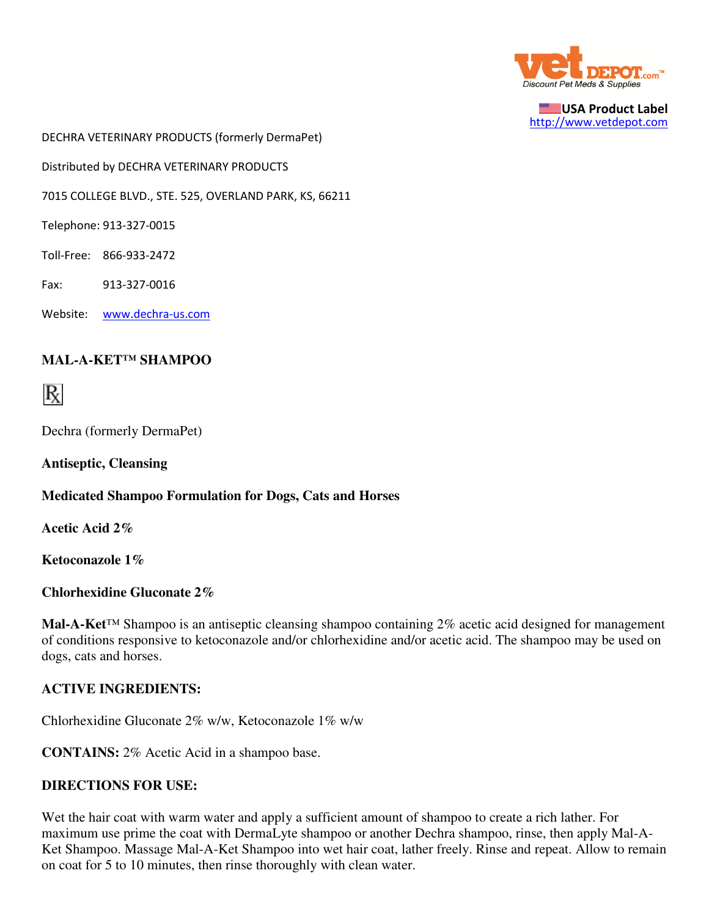USA Product Label
http://www.vetdepot.com

DECHRA VETERINARY PRODUCTS (formerly DermaPet)

Distributed by DECHRA VETERINARY PRODUCTS

7015 COLLEGE BLVD., STE. 525, OVERLAND PARK, KS, 66211

Telephone: 913-327-0015

Toll-Free: 866-933-2472

Fax: 913-327-0016

Website: www.dechra-us.com

## MAL-A-KET™ SHAMPOO

℞

Dechra (formerly DermaPet)

**Antiseptic, Cleansing**

**Medicated Shampoo Formulation for Dogs, Cats and Horses**

**Acetic Acid 2%**

**Ketoconazole 1%**

**Chlorhexidine Gluconate 2%**

**Mal-A-Ket**™ Shampoo is an antiseptic cleansing shampoo containing 2% acetic acid designed for management of conditions responsive to ketoconazole and/or chlorhexidine and/or acetic acid. The shampoo may be used on dogs, cats and horses.

### ACTIVE INGREDIENTS:

Chlorhexidine Gluconate 2% w/w, Ketoconazole 1% w/w

**CONTAINS:** 2% Acetic Acid in a shampoo base.

### DIRECTIONS FOR USE:

Wet the hair coat with warm water and apply a sufficient amount of shampoo to create a rich lather. For maximum use prime the coat with DermaLyte shampoo or another Dechra shampoo, rinse, then apply Mal-A-Ket Shampoo. Massage Mal-A-Ket Shampoo into wet hair coat, lather freely. Rinse and repeat. Allow to remain on coat for 5 to 10 minutes, then rinse thoroughly with clean water.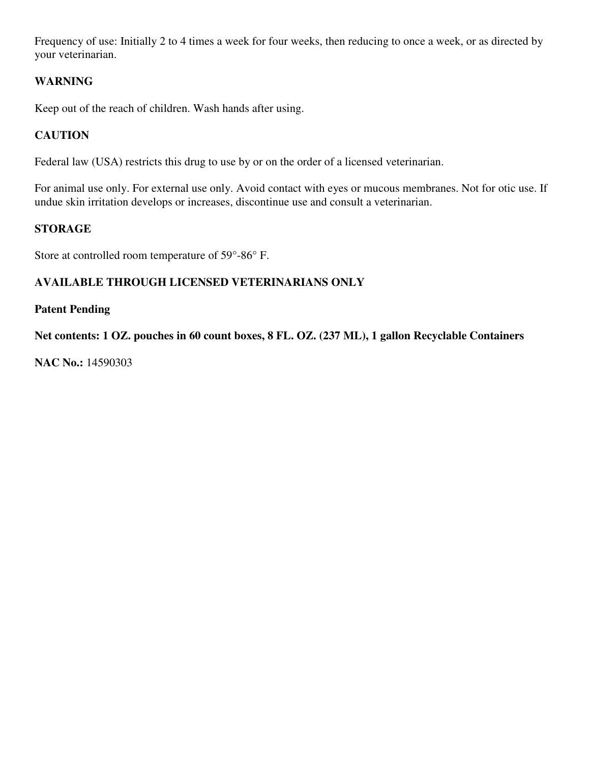Frequency of use: Initially 2 to 4 times a week for four weeks, then reducing to once a week, or as directed by your veterinarian.

**WARNING**

Keep out of the reach of children. Wash hands after using.

**CAUTION**

Federal law (USA) restricts this drug to use by or on the order of a licensed veterinarian.

For animal use only. For external use only. Avoid contact with eyes or mucous membranes. Not for otic use. If undue skin irritation develops or increases, discontinue use and consult a veterinarian.

**STORAGE**

Store at controlled room temperature of 59°-86° F.

**AVAILABLE THROUGH LICENSED VETERINARIANS ONLY**

**Patent Pending**

**Net contents: 1 OZ. pouches in 60 count boxes, 8 FL. OZ. (237 ML), 1 gallon Recyclable Containers**

**NAC No.:** 14590303